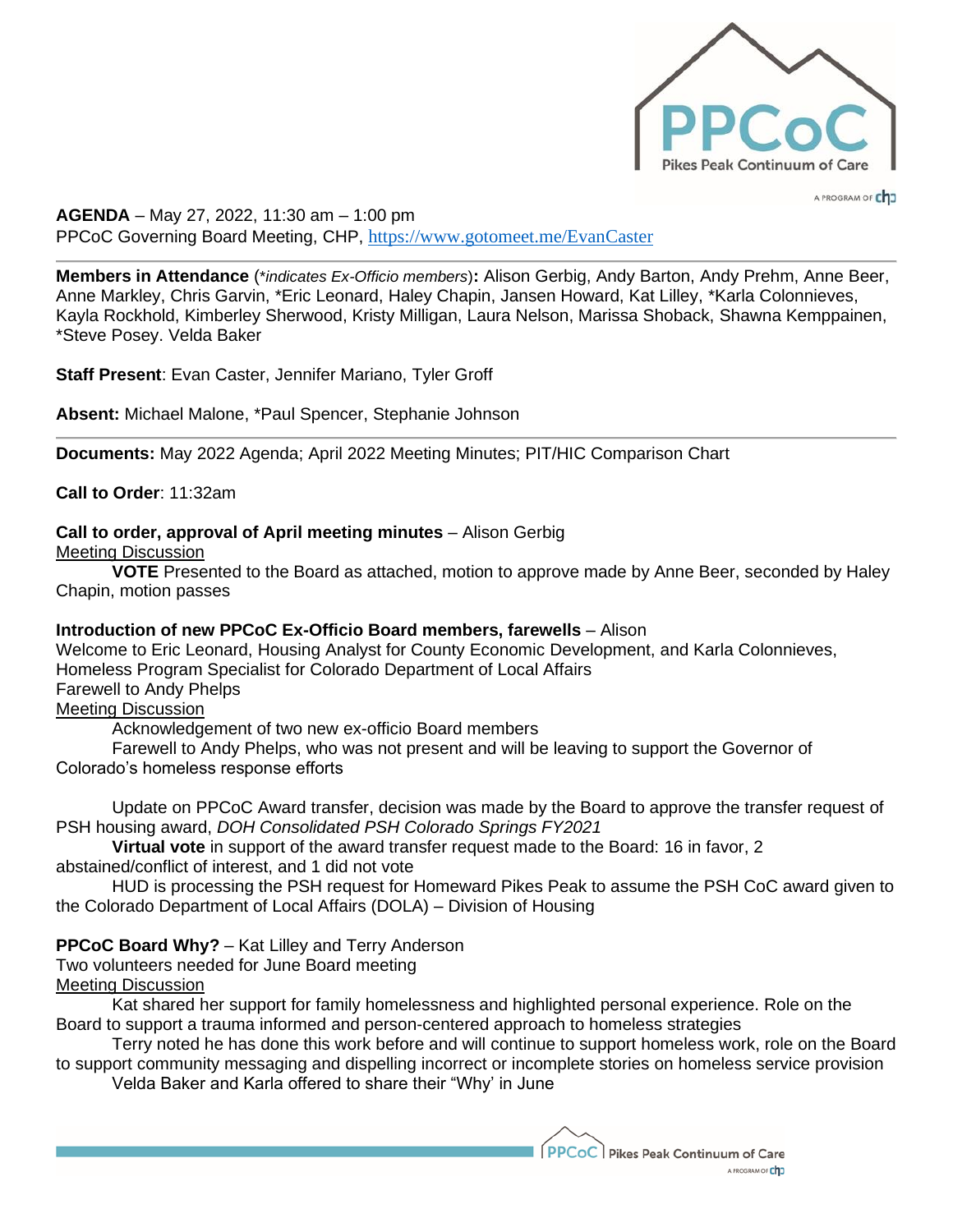**AGENDA** – May 27, 2022, 11:30 am – 1:00 pm
PPCoC Governing Board Meeting, CHP, https://www.gotomeet.me/EvanCaster

---

**Members in Attendance** (*indicates Ex-Officio members)**:** Alison Gerbig, Andy Barton, Andy Prehm, Anne Beer, Anne Markley, Chris Garvin, *Eric Leonard, Haley Chapin, Jansen Howard, Kat Lilley, *Karla Colonnieves, Kayla Rockhold, Kimberley Sherwood, Kristy Milligan, Laura Nelson, Marissa Shoback, Shawna Kemppainen, *Steve Posey. Velda Baker

**Staff Present**: Evan Caster, Jennifer Mariano, Tyler Groff

**Absent:** Michael Malone, *Paul Spencer, Stephanie Johnson

---

**Documents:** May 2022 Agenda; April 2022 Meeting Minutes; PIT/HIC Comparison Chart

**Call to Order**: 11:32am

**Call to order, approval of April meeting minutes** – Alison Gerbig

Meeting Discussion

**VOTE** Presented to the Board as attached, motion to approve made by Anne Beer, seconded by Haley Chapin, motion passes

**Introduction of new PPCoC Ex-Officio Board members, farewells** – Alison

Welcome to Eric Leonard, Housing Analyst for County Economic Development, and Karla Colonnieves, Homeless Program Specialist for Colorado Department of Local Affairs

Farewell to Andy Phelps

Meeting Discussion

Acknowledgement of two new ex-officio Board members

Farewell to Andy Phelps, who was not present and will be leaving to support the Governor of Colorado's homeless response efforts

Update on PPCoC Award transfer, decision was made by the Board to approve the transfer request of PSH housing award, *DOH Consolidated PSH Colorado Springs FY2021*

**Virtual vote** in support of the award transfer request made to the Board: 16 in favor, 2 abstained/conflict of interest, and 1 did not vote

HUD is processing the PSH request for Homeward Pikes Peak to assume the PSH CoC award given to the Colorado Department of Local Affairs (DOLA) – Division of Housing

**PPCoC Board Why?** – Kat Lilley and Terry Anderson

Two volunteers needed for June Board meeting

Meeting Discussion

Kat shared her support for family homelessness and highlighted personal experience. Role on the Board to support a trauma informed and person-centered approach to homeless strategies

Terry noted he has done this work before and will continue to support homeless work, role on the Board to support community messaging and dispelling incorrect or incomplete stories on homeless service provision

Velda Baker and Karla offered to share their "Why' in June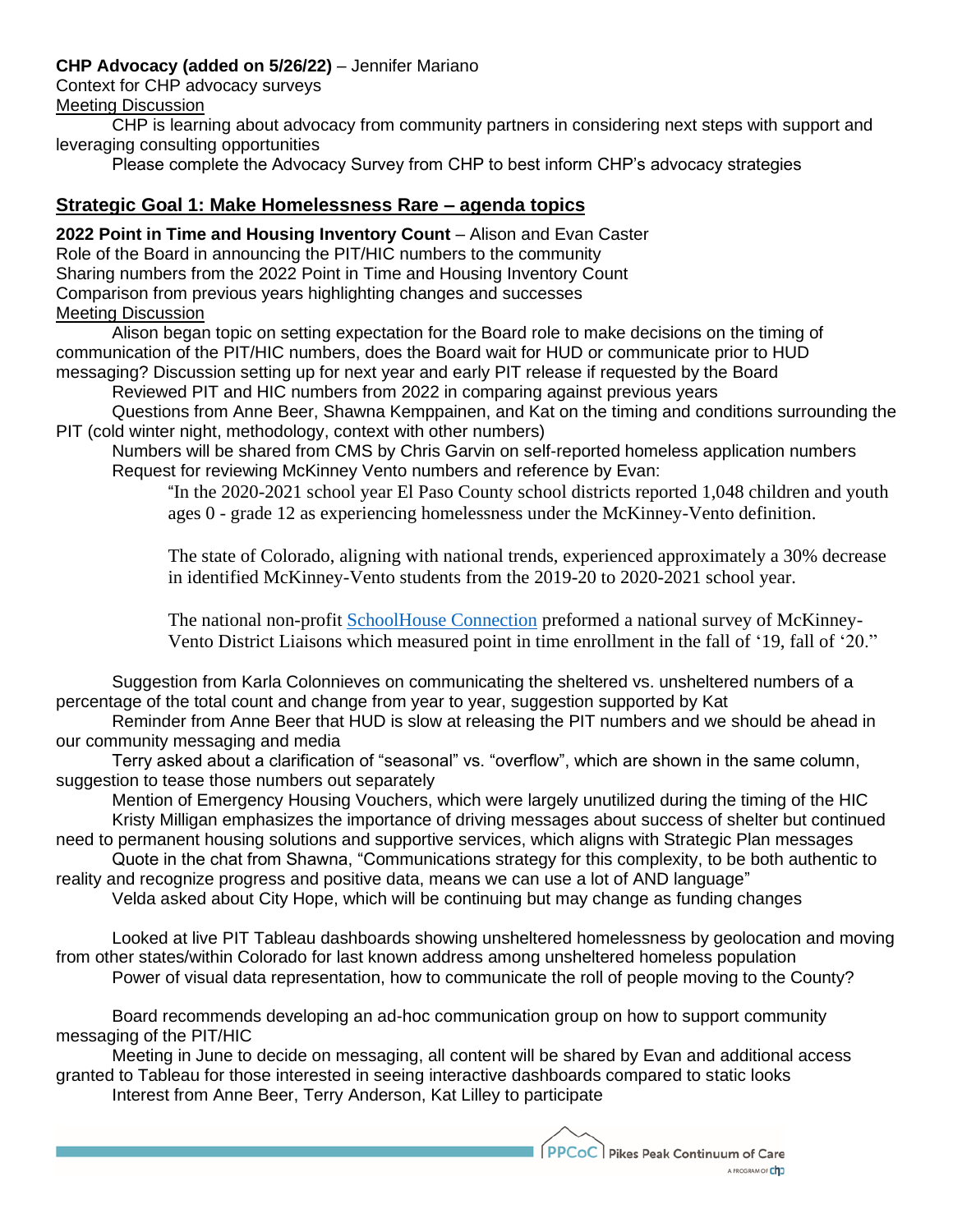**CHP Advocacy (added on 5/26/22)** – Jennifer Mariano
Context for CHP advocacy surveys
Meeting Discussion

CHP is learning about advocacy from community partners in considering next steps with support and leveraging consulting opportunities

Please complete the Advocacy Survey from CHP to best inform CHP's advocacy strategies

## Strategic Goal 1: Make Homelessness Rare – agenda topics

**2022 Point in Time and Housing Inventory Count** – Alison and Evan Caster
Role of the Board in announcing the PIT/HIC numbers to the community
Sharing numbers from the 2022 Point in Time and Housing Inventory Count
Comparison from previous years highlighting changes and successes
Meeting Discussion

Alison began topic on setting expectation for the Board role to make decisions on the timing of communication of the PIT/HIC numbers, does the Board wait for HUD or communicate prior to HUD messaging? Discussion setting up for next year and early PIT release if requested by the Board

Reviewed PIT and HIC numbers from 2022 in comparing against previous years

Questions from Anne Beer, Shawna Kemppainen, and Kat on the timing and conditions surrounding the PIT (cold winter night, methodology, context with other numbers)

Numbers will be shared from CMS by Chris Garvin on self-reported homeless application numbers

Request for reviewing McKinney Vento numbers and reference by Evan:

> "In the 2020-2021 school year El Paso County school districts reported 1,048 children and youth ages 0 - grade 12 as experiencing homelessness under the McKinney-Vento definition.
>
> The state of Colorado, aligning with national trends, experienced approximately a 30% decrease in identified McKinney-Vento students from the 2019-20 to 2020-2021 school year.
>
> The national non-profit SchoolHouse Connection preformed a national survey of McKinney-Vento District Liaisons which measured point in time enrollment in the fall of '19, fall of '20."

Suggestion from Karla Colonnieves on communicating the sheltered vs. unsheltered numbers of a percentage of the total count and change from year to year, suggestion supported by Kat

Reminder from Anne Beer that HUD is slow at releasing the PIT numbers and we should be ahead in our community messaging and media

Terry asked about a clarification of "seasonal" vs. "overflow", which are shown in the same column, suggestion to tease those numbers out separately

Mention of Emergency Housing Vouchers, which were largely unutilized during the timing of the HIC

Kristy Milligan emphasizes the importance of driving messages about success of shelter but continued need to permanent housing solutions and supportive services, which aligns with Strategic Plan messages

Quote in the chat from Shawna, "Communications strategy for this complexity, to be both authentic to reality and recognize progress and positive data, means we can use a lot of AND language"

Velda asked about City Hope, which will be continuing but may change as funding changes

Looked at live PIT Tableau dashboards showing unsheltered homelessness by geolocation and moving from other states/within Colorado for last known address among unsheltered homeless population

Power of visual data representation, how to communicate the roll of people moving to the County?

Board recommends developing an ad-hoc communication group on how to support community messaging of the PIT/HIC

Meeting in June to decide on messaging, all content will be shared by Evan and additional access granted to Tableau for those interested in seeing interactive dashboards compared to static looks

Interest from Anne Beer, Terry Anderson, Kat Lilley to participate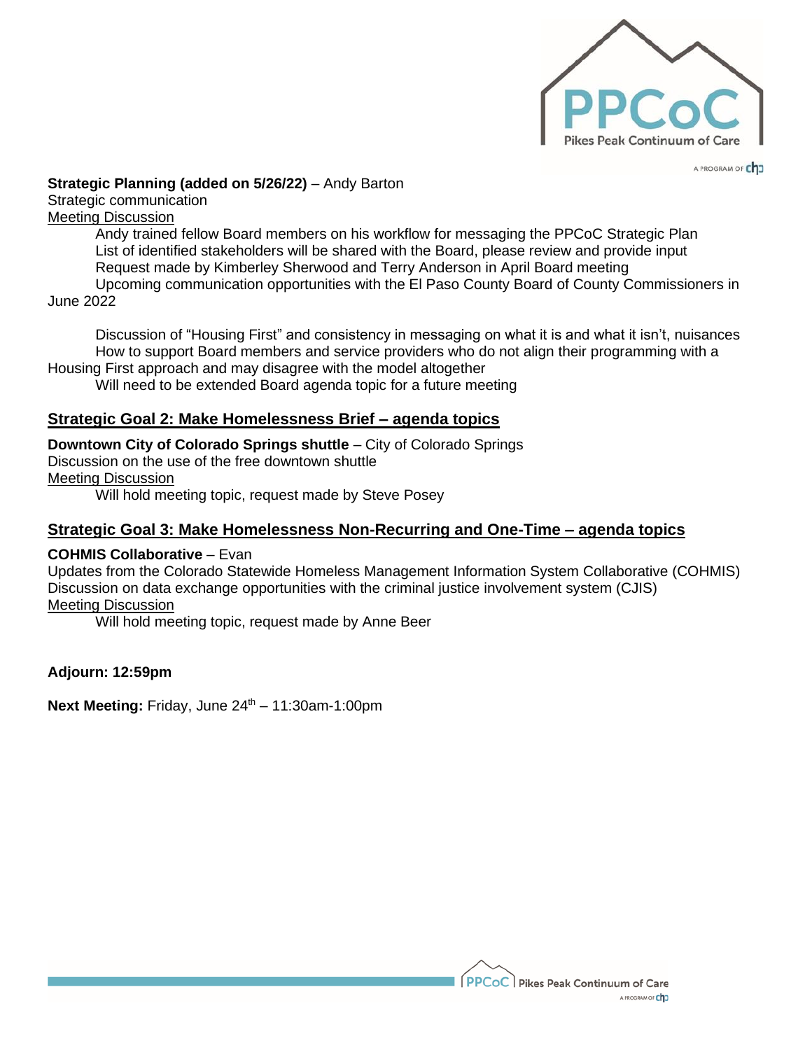**Strategic Planning (added on 5/26/22)** – Andy Barton
Strategic communication
Meeting Discussion

Andy trained fellow Board members on his workflow for messaging the PPCoC Strategic Plan
List of identified stakeholders will be shared with the Board, please review and provide input
Request made by Kimberley Sherwood and Terry Anderson in April Board meeting
Upcoming communication opportunities with the El Paso County Board of County Commissioners in June 2022

Discussion of "Housing First" and consistency in messaging on what it is and what it isn't, nuisances
How to support Board members and service providers who do not align their programming with a Housing First approach and may disagree with the model altogether
Will need to be extended Board agenda topic for a future meeting

## Strategic Goal 2: Make Homelessness Brief – agenda topics

**Downtown City of Colorado Springs shuttle** – City of Colorado Springs
Discussion on the use of the free downtown shuttle
Meeting Discussion

Will hold meeting topic, request made by Steve Posey

## Strategic Goal 3: Make Homelessness Non-Recurring and One-Time – agenda topics

**COHMIS Collaborative** – Evan
Updates from the Colorado Statewide Homeless Management Information System Collaborative (COHMIS)
Discussion on data exchange opportunities with the criminal justice involvement system (CJIS)
Meeting Discussion

Will hold meeting topic, request made by Anne Beer

**Adjourn: 12:59pm**

**Next Meeting:** Friday, June 24th – 11:30am-1:00pm